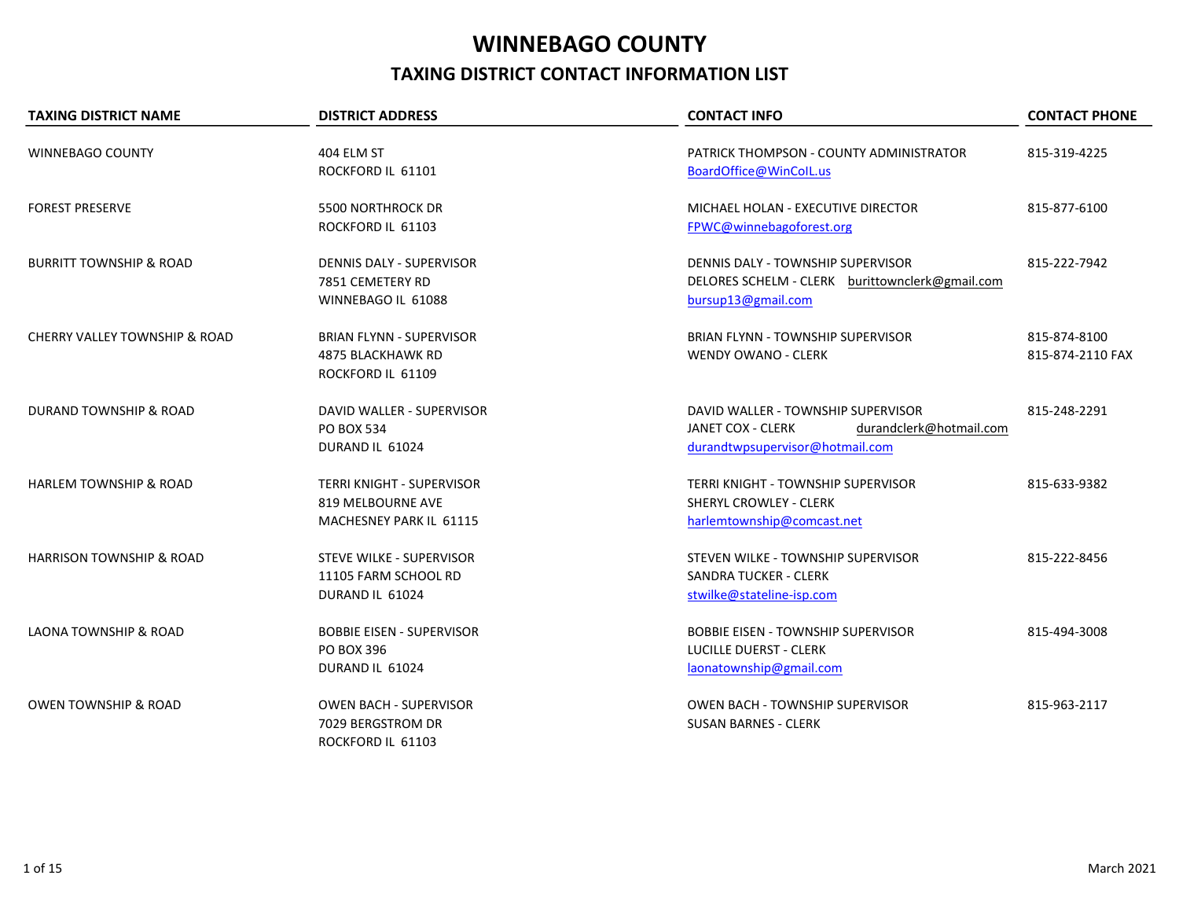# WINNEBAGO COUNTY

## TAXING DISTRICT CONTACT INFORMATION LIST

| TAXING DISTRICT NAME | DISTRICT ADDRESS | CONTACT INFO | CONTACT PHONE |
|---|---|---|---|
| WINNEBAGO COUNTY | 404 ELM ST<br>ROCKFORD IL 61101 | PATRICK THOMPSON - COUNTY ADMINISTRATOR<br>BoardOffice@WinCoIL.us | 815-319-4225 |
| FOREST PRESERVE | 5500 NORTHROCK DR<br>ROCKFORD IL 61103 | MICHAEL HOLAN - EXECUTIVE DIRECTOR<br>FPWC@winnebagoforest.org | 815-877-6100 |
| BURRITT TOWNSHIP & ROAD | DENNIS DALY - SUPERVISOR<br>7851 CEMETERY RD<br>WINNEBAGO IL 61088 | DENNIS DALY - TOWNSHIP SUPERVISOR<br>DELORES SCHELM - CLERK burittownclerk@gmail.com<br>bursup13@gmail.com | 815-222-7942 |
| CHERRY VALLEY TOWNSHIP & ROAD | BRIAN FLYNN - SUPERVISOR<br>4875 BLACKHAWK RD<br>ROCKFORD IL 61109 | BRIAN FLYNN - TOWNSHIP SUPERVISOR<br>WENDY OWANO - CLERK | 815-874-8100<br>815-874-2110 FAX |
| DURAND TOWNSHIP & ROAD | DAVID WALLER - SUPERVISOR<br>PO BOX 534<br>DURAND IL 61024 | DAVID WALLER - TOWNSHIP SUPERVISOR<br>JANET COX - CLERK durandclerk@hotmail.com<br>durandtwpsupervisor@hotmail.com | 815-248-2291 |
| HARLEM TOWNSHIP & ROAD | TERRI KNIGHT - SUPERVISOR<br>819 MELBOURNE AVE<br>MACHESNEY PARK IL 61115 | TERRI KNIGHT - TOWNSHIP SUPERVISOR<br>SHERYL CROWLEY - CLERK<br>harlemtownship@comcast.net | 815-633-9382 |
| HARRISON TOWNSHIP & ROAD | STEVE WILKE - SUPERVISOR<br>11105 FARM SCHOOL RD<br>DURAND IL 61024 | STEVEN WILKE - TOWNSHIP SUPERVISOR<br>SANDRA TUCKER - CLERK<br>stwilke@stateline-isp.com | 815-222-8456 |
| LAONA TOWNSHIP & ROAD | BOBBIE EISEN - SUPERVISOR<br>PO BOX 396<br>DURAND IL 61024 | BOBBIE EISEN - TOWNSHIP SUPERVISOR<br>LUCILLE DUERST - CLERK<br>laonatownship@gmail.com | 815-494-3008 |
| OWEN TOWNSHIP & ROAD | OWEN BACH - SUPERVISOR<br>7029 BERGSTROM DR<br>ROCKFORD IL 61103 | OWEN BACH - TOWNSHIP SUPERVISOR<br>SUSAN BARNES - CLERK | 815-963-2117 |

March 2021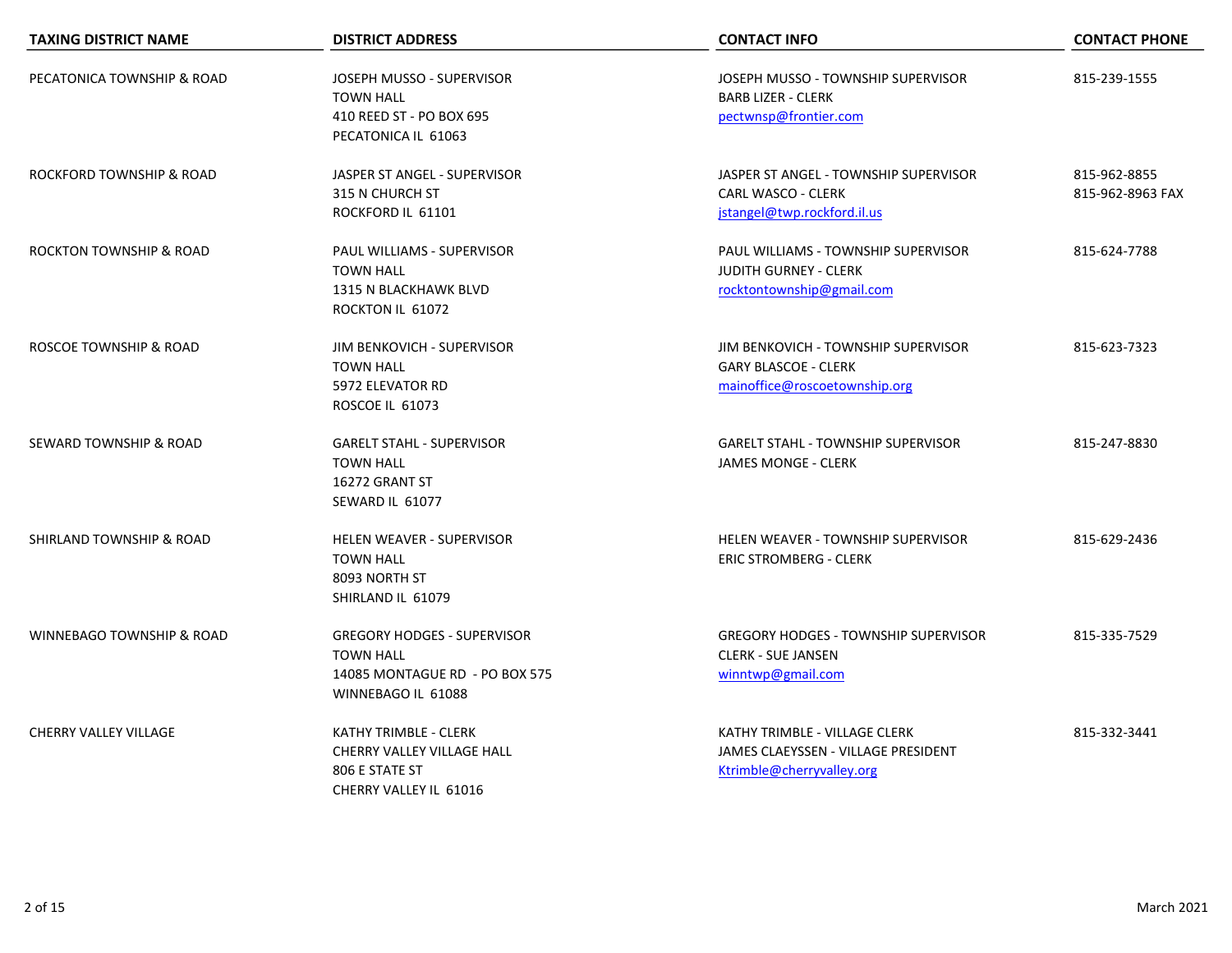| TAXING DISTRICT NAME | DISTRICT ADDRESS | CONTACT INFO | CONTACT PHONE |
|---|---|---|---|
| PECATONICA TOWNSHIP & ROAD | JOSEPH MUSSO - SUPERVISOR<br>TOWN HALL<br>410 REED ST - PO BOX 695<br>PECATONICA IL 61063 | JOSEPH MUSSO - TOWNSHIP SUPERVISOR<br>BARB LIZER - CLERK<br>pectwnsp@frontier.com | 815-239-1555 |
| ROCKFORD TOWNSHIP & ROAD | JASPER ST ANGEL - SUPERVISOR<br>315 N CHURCH ST<br>ROCKFORD IL 61101 | JASPER ST ANGEL - TOWNSHIP SUPERVISOR<br>CARL WASCO - CLERK<br>jstangel@twp.rockford.il.us | 815-962-8855<br>815-962-8963 FAX |
| ROCKTON TOWNSHIP & ROAD | PAUL WILLIAMS - SUPERVISOR<br>TOWN HALL<br>1315 N BLACKHAWK BLVD<br>ROCKTON IL 61072 | PAUL WILLIAMS - TOWNSHIP SUPERVISOR<br>JUDITH GURNEY - CLERK<br>rocktontownship@gmail.com | 815-624-7788 |
| ROSCOE TOWNSHIP & ROAD | JIM BENKOVICH - SUPERVISOR<br>TOWN HALL<br>5972 ELEVATOR RD<br>ROSCOE IL 61073 | JIM BENKOVICH - TOWNSHIP SUPERVISOR<br>GARY BLASCOE - CLERK<br>mainoffice@roscoetownship.org | 815-623-7323 |
| SEWARD TOWNSHIP & ROAD | GARELT STAHL - SUPERVISOR<br>TOWN HALL<br>16272 GRANT ST<br>SEWARD IL 61077 | GARELT STAHL - TOWNSHIP SUPERVISOR<br>JAMES MONGE - CLERK | 815-247-8830 |
| SHIRLAND TOWNSHIP & ROAD | HELEN WEAVER - SUPERVISOR<br>TOWN HALL<br>8093 NORTH ST<br>SHIRLAND IL 61079 | HELEN WEAVER - TOWNSHIP SUPERVISOR<br>ERIC STROMBERG - CLERK | 815-629-2436 |
| WINNEBAGO TOWNSHIP & ROAD | GREGORY HODGES - SUPERVISOR<br>TOWN HALL<br>14085 MONTAGUE RD - PO BOX 575<br>WINNEBAGO IL 61088 | GREGORY HODGES - TOWNSHIP SUPERVISOR<br>CLERK - SUE JANSEN<br>winntwp@gmail.com | 815-335-7529 |
| CHERRY VALLEY VILLAGE | KATHY TRIMBLE - CLERK<br>CHERRY VALLEY VILLAGE HALL<br>806 E STATE ST<br>CHERRY VALLEY IL 61016 | KATHY TRIMBLE - VILLAGE CLERK<br>JAMES CLAEYSSEN - VILLAGE PRESIDENT<br>Ktrimble@cherryvalley.org | 815-332-3441 |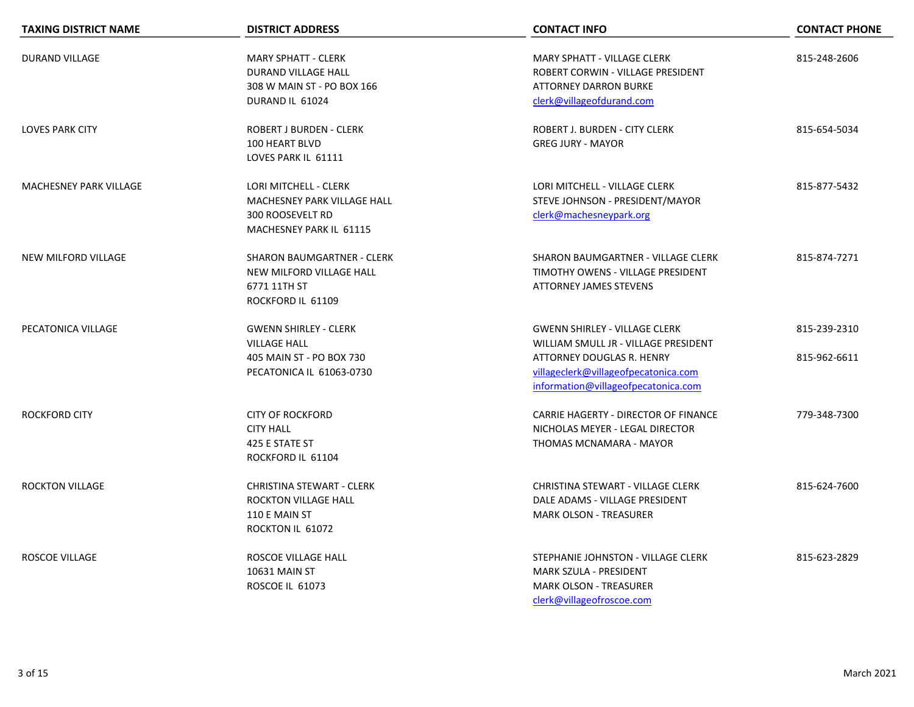| TAXING DISTRICT NAME | DISTRICT ADDRESS | CONTACT INFO | CONTACT PHONE |
|---|---|---|---|
| DURAND VILLAGE | MARY SPHATT - CLERK<br>DURAND VILLAGE HALL<br>308 W MAIN ST - PO BOX 166<br>DURAND IL 61024 | MARY SPHATT - VILLAGE CLERK<br>ROBERT CORWIN - VILLAGE PRESIDENT<br>ATTORNEY DARRON BURKE<br>clerk@villageofdurand.com | 815-248-2606 |
| LOVES PARK CITY | ROBERT J BURDEN - CLERK<br>100 HEART BLVD<br>LOVES PARK IL 61111 | ROBERT J. BURDEN - CITY CLERK<br>GREG JURY - MAYOR | 815-654-5034 |
| MACHESNEY PARK VILLAGE | LORI MITCHELL - CLERK<br>MACHESNEY PARK VILLAGE HALL<br>300 ROOSEVELT RD<br>MACHESNEY PARK IL 61115 | LORI MITCHELL - VILLAGE CLERK<br>STEVE JOHNSON - PRESIDENT/MAYOR<br>clerk@machesneypark.org | 815-877-5432 |
| NEW MILFORD VILLAGE | SHARON BAUMGARTNER - CLERK<br>NEW MILFORD VILLAGE HALL<br>6771 11TH ST<br>ROCKFORD IL 61109 | SHARON BAUMGARTNER - VILLAGE CLERK<br>TIMOTHY OWENS - VILLAGE PRESIDENT<br>ATTORNEY JAMES STEVENS | 815-874-7271 |
| PECATONICA VILLAGE | GWENN SHIRLEY - CLERK<br>VILLAGE HALL<br>405 MAIN ST - PO BOX 730<br>PECATONICA IL 61063-0730 | GWENN SHIRLEY - VILLAGE CLERK<br>WILLIAM SMULL JR - VILLAGE PRESIDENT<br>ATTORNEY DOUGLAS R. HENRY<br>villageclerk@villageofpecatonica.com<br>information@villageofpecatonica.com | 815-239-2310<br><br>815-962-6611 |
| ROCKFORD CITY | CITY OF ROCKFORD<br>CITY HALL<br>425 E STATE ST<br>ROCKFORD IL 61104 | CARRIE HAGERTY - DIRECTOR OF FINANCE<br>NICHOLAS MEYER - LEGAL DIRECTOR<br>THOMAS MCNAMARA - MAYOR | 779-348-7300 |
| ROCKTON VILLAGE | CHRISTINA STEWART - CLERK<br>ROCKTON VILLAGE HALL<br>110 E MAIN ST<br>ROCKTON IL 61072 | CHRISTINA STEWART - VILLAGE CLERK<br>DALE ADAMS - VILLAGE PRESIDENT<br>MARK OLSON - TREASURER | 815-624-7600 |
| ROSCOE VILLAGE | ROSCOE VILLAGE HALL<br>10631 MAIN ST<br>ROSCOE IL 61073 | STEPHANIE JOHNSTON - VILLAGE CLERK<br>MARK SZULA - PRESIDENT<br>MARK OLSON - TREASURER<br>clerk@villageofroscoe.com | 815-623-2829 |

March 2021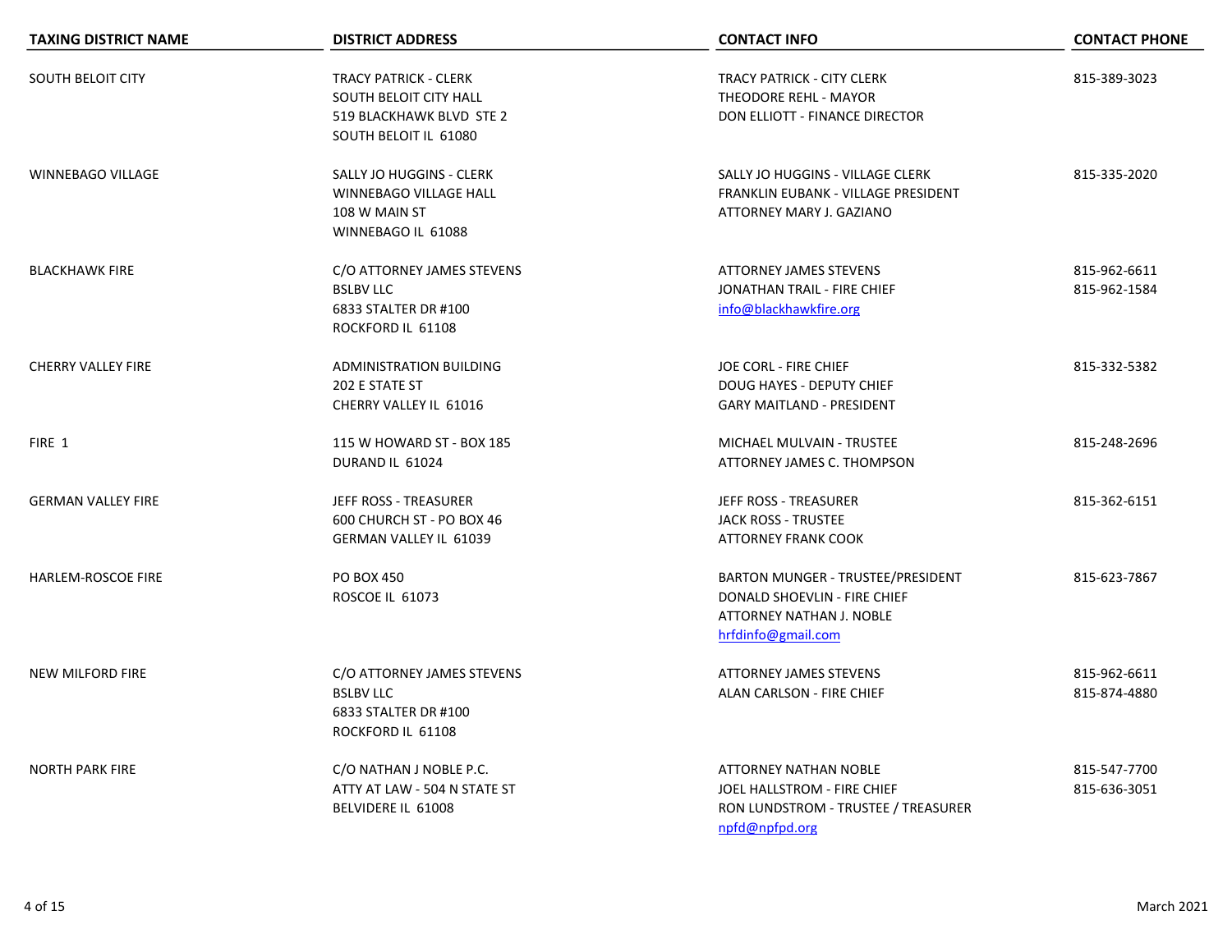| TAXING DISTRICT NAME | DISTRICT ADDRESS | CONTACT INFO | CONTACT PHONE |
|---|---|---|---|
| SOUTH BELOIT CITY | TRACY PATRICK - CLERK<br>SOUTH BELOIT CITY HALL<br>519 BLACKHAWK BLVD STE 2<br>SOUTH BELOIT IL 61080 | TRACY PATRICK - CITY CLERK<br>THEODORE REHL - MAYOR<br>DON ELLIOTT - FINANCE DIRECTOR | 815-389-3023 |
| WINNEBAGO VILLAGE | SALLY JO HUGGINS - CLERK<br>WINNEBAGO VILLAGE HALL<br>108 W MAIN ST<br>WINNEBAGO IL 61088 | SALLY JO HUGGINS - VILLAGE CLERK<br>FRANKLIN EUBANK - VILLAGE PRESIDENT<br>ATTORNEY MARY J. GAZIANO | 815-335-2020 |
| BLACKHAWK FIRE | C/O ATTORNEY JAMES STEVENS<br>BSLBV LLC<br>6833 STALTER DR #100<br>ROCKFORD IL 61108 | ATTORNEY JAMES STEVENS<br>JONATHAN TRAIL - FIRE CHIEF<br>info@blackhawkfire.org | 815-962-6611<br>815-962-1584 |
| CHERRY VALLEY FIRE | ADMINISTRATION BUILDING<br>202 E STATE ST<br>CHERRY VALLEY IL 61016 | JOE CORL - FIRE CHIEF<br>DOUG HAYES - DEPUTY CHIEF<br>GARY MAITLAND - PRESIDENT | 815-332-5382 |
| FIRE 1 | 115 W HOWARD ST - BOX 185<br>DURAND IL 61024 | MICHAEL MULVAIN - TRUSTEE<br>ATTORNEY JAMES C. THOMPSON | 815-248-2696 |
| GERMAN VALLEY FIRE | JEFF ROSS - TREASURER<br>600 CHURCH ST - PO BOX 46<br>GERMAN VALLEY IL 61039 | JEFF ROSS - TREASURER<br>JACK ROSS - TRUSTEE<br>ATTORNEY FRANK COOK | 815-362-6151 |
| HARLEM-ROSCOE FIRE | PO BOX 450<br>ROSCOE IL 61073 | BARTON MUNGER - TRUSTEE/PRESIDENT<br>DONALD SHOEVLIN - FIRE CHIEF<br>ATTORNEY NATHAN J. NOBLE<br>hrfdinfo@gmail.com | 815-623-7867 |
| NEW MILFORD FIRE | C/O ATTORNEY JAMES STEVENS<br>BSLBV LLC<br>6833 STALTER DR #100<br>ROCKFORD IL 61108 | ATTORNEY JAMES STEVENS<br>ALAN CARLSON - FIRE CHIEF | 815-962-6611<br>815-874-4880 |
| NORTH PARK FIRE | C/O NATHAN J NOBLE P.C.<br>ATTY AT LAW - 504 N STATE ST<br>BELVIDERE IL 61008 | ATTORNEY NATHAN NOBLE<br>JOEL HALLSTROM - FIRE CHIEF<br>RON LUNDSTROM - TRUSTEE / TREASURER<br>npfd@npfpd.org | 815-547-7700<br>815-636-3051 |

March 2021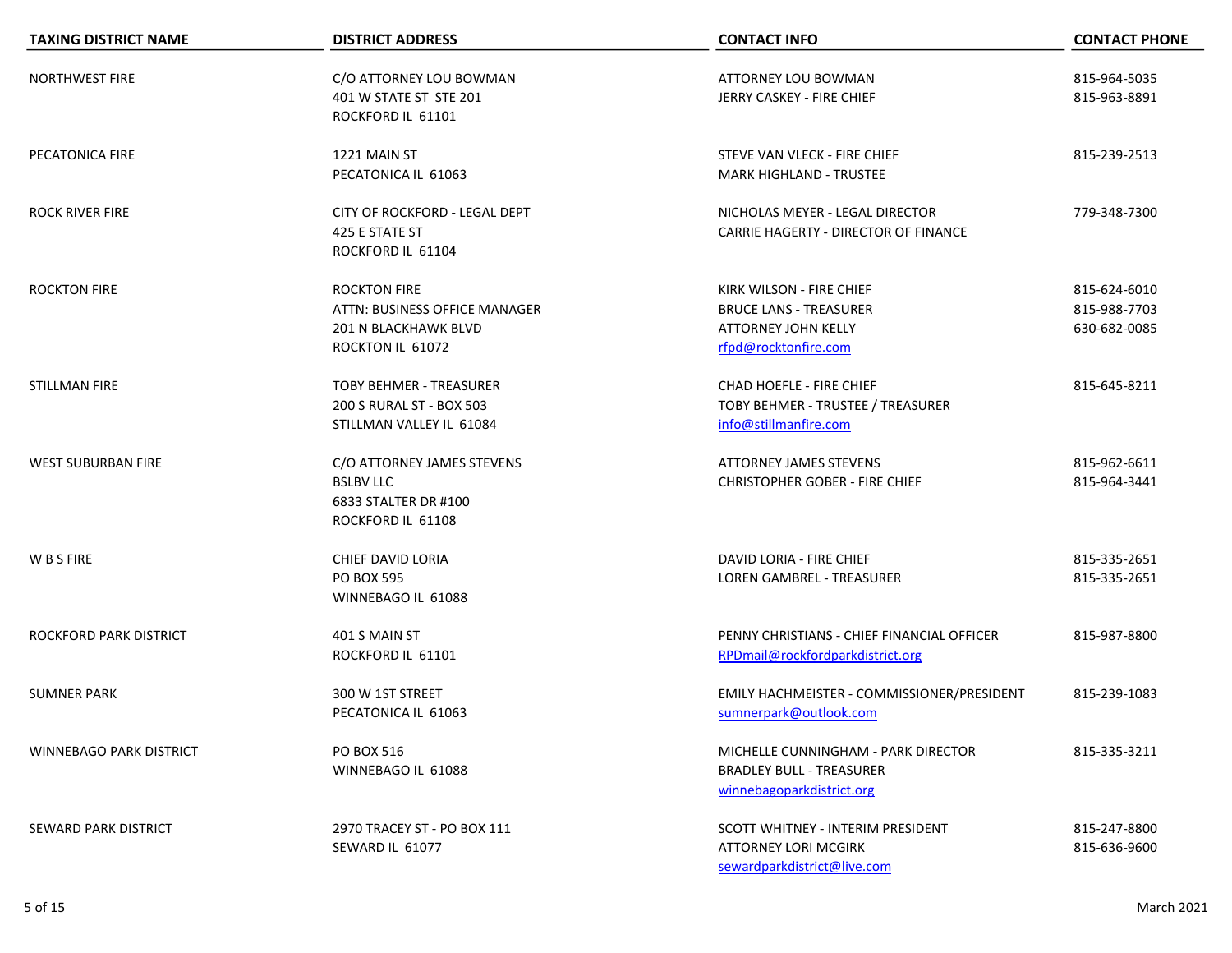| TAXING DISTRICT NAME | DISTRICT ADDRESS | CONTACT INFO | CONTACT PHONE |
|---|---|---|---|
| NORTHWEST FIRE | C/O ATTORNEY LOU BOWMAN<br>401 W STATE ST STE 201<br>ROCKFORD IL 61101 | ATTORNEY LOU BOWMAN<br>JERRY CASKEY - FIRE CHIEF | 815-964-5035<br>815-963-8891 |
| PECATONICA FIRE | 1221 MAIN ST<br>PECATONICA IL 61063 | STEVE VAN VLECK - FIRE CHIEF<br>MARK HIGHLAND - TRUSTEE | 815-239-2513 |
| ROCK RIVER FIRE | CITY OF ROCKFORD - LEGAL DEPT<br>425 E STATE ST<br>ROCKFORD IL 61104 | NICHOLAS MEYER - LEGAL DIRECTOR<br>CARRIE HAGERTY - DIRECTOR OF FINANCE | 779-348-7300 |
| ROCKTON FIRE | ROCKTON FIRE<br>ATTN: BUSINESS OFFICE MANAGER<br>201 N BLACKHAWK BLVD<br>ROCKTON IL 61072 | KIRK WILSON - FIRE CHIEF<br>BRUCE LANS - TREASURER<br>ATTORNEY JOHN KELLY<br>rfpd@rocktonfire.com | 815-624-6010<br>815-988-7703<br>630-682-0085 |
| STILLMAN FIRE | TOBY BEHMER - TREASURER<br>200 S RURAL ST - BOX 503<br>STILLMAN VALLEY IL 61084 | CHAD HOEFLE - FIRE CHIEF<br>TOBY BEHMER - TRUSTEE / TREASURER<br>info@stillmanfire.com | 815-645-8211 |
| WEST SUBURBAN FIRE | C/O ATTORNEY JAMES STEVENS<br>BSLBV LLC<br>6833 STALTER DR #100<br>ROCKFORD IL 61108 | ATTORNEY JAMES STEVENS<br>CHRISTOPHER GOBER - FIRE CHIEF | 815-962-6611<br>815-964-3441 |
| W B S FIRE | CHIEF DAVID LORIA<br>PO BOX 595<br>WINNEBAGO IL 61088 | DAVID LORIA - FIRE CHIEF<br>LOREN GAMBREL - TREASURER | 815-335-2651<br>815-335-2651 |
| ROCKFORD PARK DISTRICT | 401 S MAIN ST<br>ROCKFORD IL 61101 | PENNY CHRISTIANS - CHIEF FINANCIAL OFFICER<br>RPDmail@rockfordparkdistrict.org | 815-987-8800 |
| SUMNER PARK | 300 W 1ST STREET<br>PECATONICA IL 61063 | EMILY HACHMEISTER - COMMISSIONER/PRESIDENT<br>sumnerpark@outlook.com | 815-239-1083 |
| WINNEBAGO PARK DISTRICT | PO BOX 516<br>WINNEBAGO IL 61088 | MICHELLE CUNNINGHAM - PARK DIRECTOR<br>BRADLEY BULL - TREASURER<br>winnebagoparkdistrict.org | 815-335-3211 |
| SEWARD PARK DISTRICT | 2970 TRACEY ST - PO BOX 111<br>SEWARD IL 61077 | SCOTT WHITNEY - INTERIM PRESIDENT<br>ATTORNEY LORI MCGIRK<br>sewardparkdistrict@live.com | 815-247-8800<br>815-636-9600 |

March 2021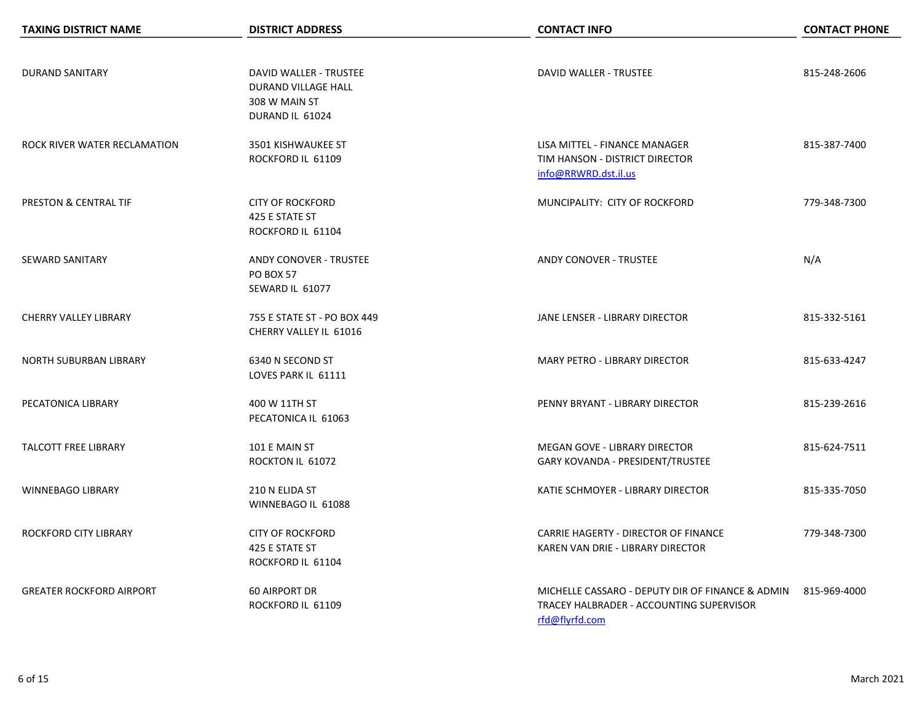| TAXING DISTRICT NAME | DISTRICT ADDRESS | CONTACT INFO | CONTACT PHONE |
|---|---|---|---|
| DURAND SANITARY | DAVID WALLER - TRUSTEE<br>DURAND VILLAGE HALL<br>308 W MAIN ST<br>DURAND IL 61024 | DAVID WALLER - TRUSTEE | 815-248-2606 |
| ROCK RIVER WATER RECLAMATION | 3501 KISHWAUKEE ST<br>ROCKFORD IL 61109 | LISA MITTEL - FINANCE MANAGER<br>TIM HANSON - DISTRICT DIRECTOR<br>info@RRWRD.dst.il.us | 815-387-7400 |
| PRESTON & CENTRAL TIF | CITY OF ROCKFORD<br>425 E STATE ST<br>ROCKFORD IL 61104 | MUNCIPALITY: CITY OF ROCKFORD | 779-348-7300 |
| SEWARD SANITARY | ANDY CONOVER - TRUSTEE<br>PO BOX 57<br>SEWARD IL 61077 | ANDY CONOVER - TRUSTEE | N/A |
| CHERRY VALLEY LIBRARY | 755 E STATE ST - PO BOX 449<br>CHERRY VALLEY IL 61016 | JANE LENSER - LIBRARY DIRECTOR | 815-332-5161 |
| NORTH SUBURBAN LIBRARY | 6340 N SECOND ST<br>LOVES PARK IL 61111 | MARY PETRO - LIBRARY DIRECTOR | 815-633-4247 |
| PECATONICA LIBRARY | 400 W 11TH ST<br>PECATONICA IL 61063 | PENNY BRYANT - LIBRARY DIRECTOR | 815-239-2616 |
| TALCOTT FREE LIBRARY | 101 E MAIN ST<br>ROCKTON IL 61072 | MEGAN GOVE - LIBRARY DIRECTOR<br>GARY KOVANDA - PRESIDENT/TRUSTEE | 815-624-7511 |
| WINNEBAGO LIBRARY | 210 N ELIDA ST<br>WINNEBAGO IL 61088 | KATIE SCHMOYER - LIBRARY DIRECTOR | 815-335-7050 |
| ROCKFORD CITY LIBRARY | CITY OF ROCKFORD<br>425 E STATE ST<br>ROCKFORD IL 61104 | CARRIE HAGERTY - DIRECTOR OF FINANCE<br>KAREN VAN DRIE - LIBRARY DIRECTOR | 779-348-7300 |
| GREATER ROCKFORD AIRPORT | 60 AIRPORT DR<br>ROCKFORD IL 61109 | MICHELLE CASSARO - DEPUTY DIR OF FINANCE & ADMIN<br>TRACEY HALBRADER - ACCOUNTING SUPERVISOR<br>rfd@flyrfd.com | 815-969-4000 |

March 2021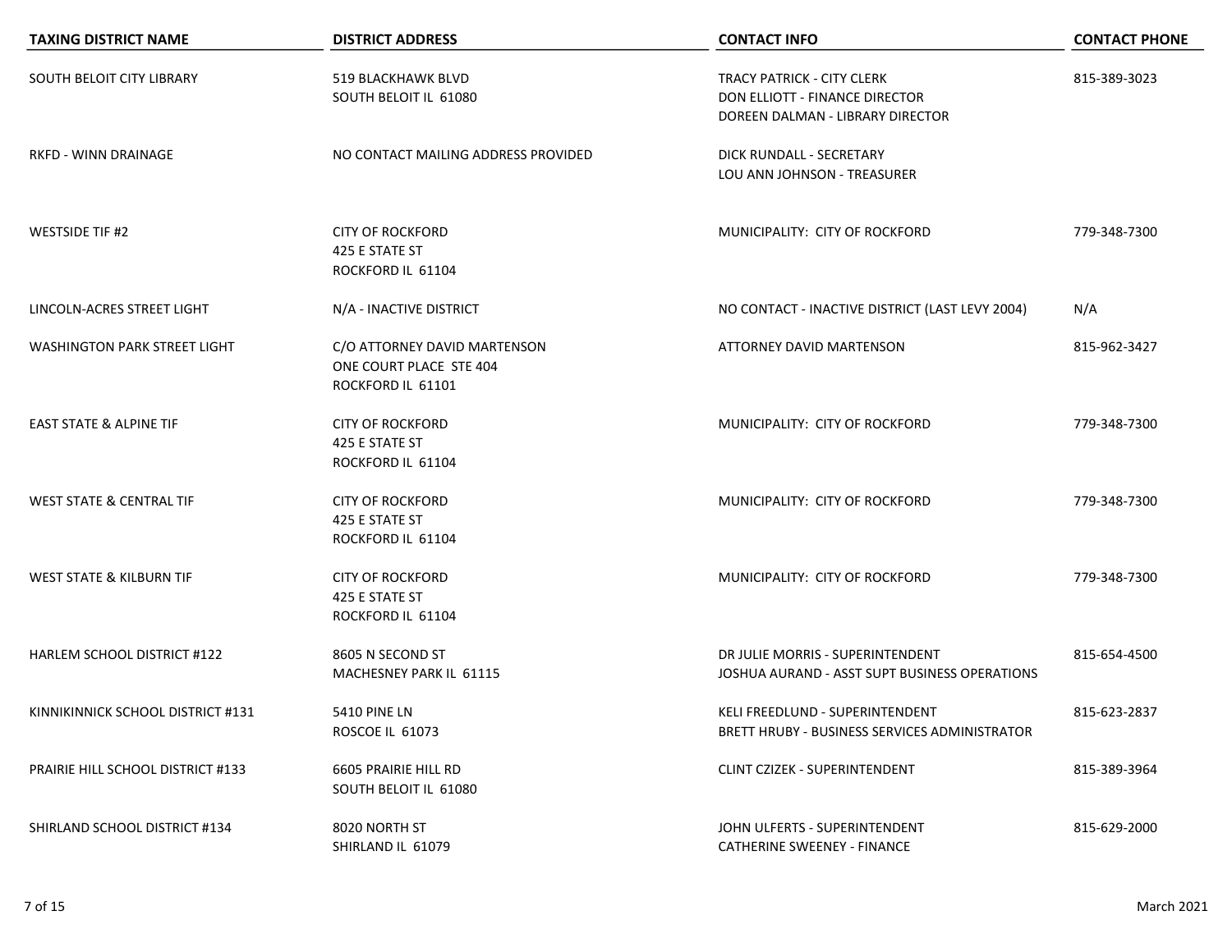| TAXING DISTRICT NAME | DISTRICT ADDRESS | CONTACT INFO | CONTACT PHONE |
|---|---|---|---|
| SOUTH BELOIT CITY LIBRARY | 519 BLACKHAWK BLVD<br>SOUTH BELOIT IL 61080 | TRACY PATRICK - CITY CLERK<br>DON ELLIOTT - FINANCE DIRECTOR<br>DOREEN DALMAN - LIBRARY DIRECTOR | 815-389-3023 |
| RKFD - WINN DRAINAGE | NO CONTACT MAILING ADDRESS PROVIDED | DICK RUNDALL - SECRETARY<br>LOU ANN JOHNSON - TREASURER | |
| WESTSIDE TIF #2 | CITY OF ROCKFORD<br>425 E STATE ST<br>ROCKFORD IL 61104 | MUNICIPALITY: CITY OF ROCKFORD | 779-348-7300 |
| LINCOLN-ACRES STREET LIGHT | N/A - INACTIVE DISTRICT | NO CONTACT - INACTIVE DISTRICT (LAST LEVY 2004) | N/A |
| WASHINGTON PARK STREET LIGHT | C/O ATTORNEY DAVID MARTENSON<br>ONE COURT PLACE STE 404<br>ROCKFORD IL 61101 | ATTORNEY DAVID MARTENSON | 815-962-3427 |
| EAST STATE & ALPINE TIF | CITY OF ROCKFORD<br>425 E STATE ST<br>ROCKFORD IL 61104 | MUNICIPALITY: CITY OF ROCKFORD | 779-348-7300 |
| WEST STATE & CENTRAL TIF | CITY OF ROCKFORD<br>425 E STATE ST<br>ROCKFORD IL 61104 | MUNICIPALITY: CITY OF ROCKFORD | 779-348-7300 |
| WEST STATE & KILBURN TIF | CITY OF ROCKFORD<br>425 E STATE ST<br>ROCKFORD IL 61104 | MUNICIPALITY: CITY OF ROCKFORD | 779-348-7300 |
| HARLEM SCHOOL DISTRICT #122 | 8605 N SECOND ST<br>MACHESNEY PARK IL 61115 | DR JULIE MORRIS - SUPERINTENDENT<br>JOSHUA AURAND - ASST SUPT BUSINESS OPERATIONS | 815-654-4500 |
| KINNIKINNICK SCHOOL DISTRICT #131 | 5410 PINE LN<br>ROSCOE IL 61073 | KELI FREEDLUND - SUPERINTENDENT<br>BRETT HRUBY - BUSINESS SERVICES ADMINISTRATOR | 815-623-2837 |
| PRAIRIE HILL SCHOOL DISTRICT #133 | 6605 PRAIRIE HILL RD<br>SOUTH BELOIT IL 61080 | CLINT CZIZEK - SUPERINTENDENT | 815-389-3964 |
| SHIRLAND SCHOOL DISTRICT #134 | 8020 NORTH ST<br>SHIRLAND IL 61079 | JOHN ULFERTS - SUPERINTENDENT<br>CATHERINE SWEENEY - FINANCE | 815-629-2000 |

March 2021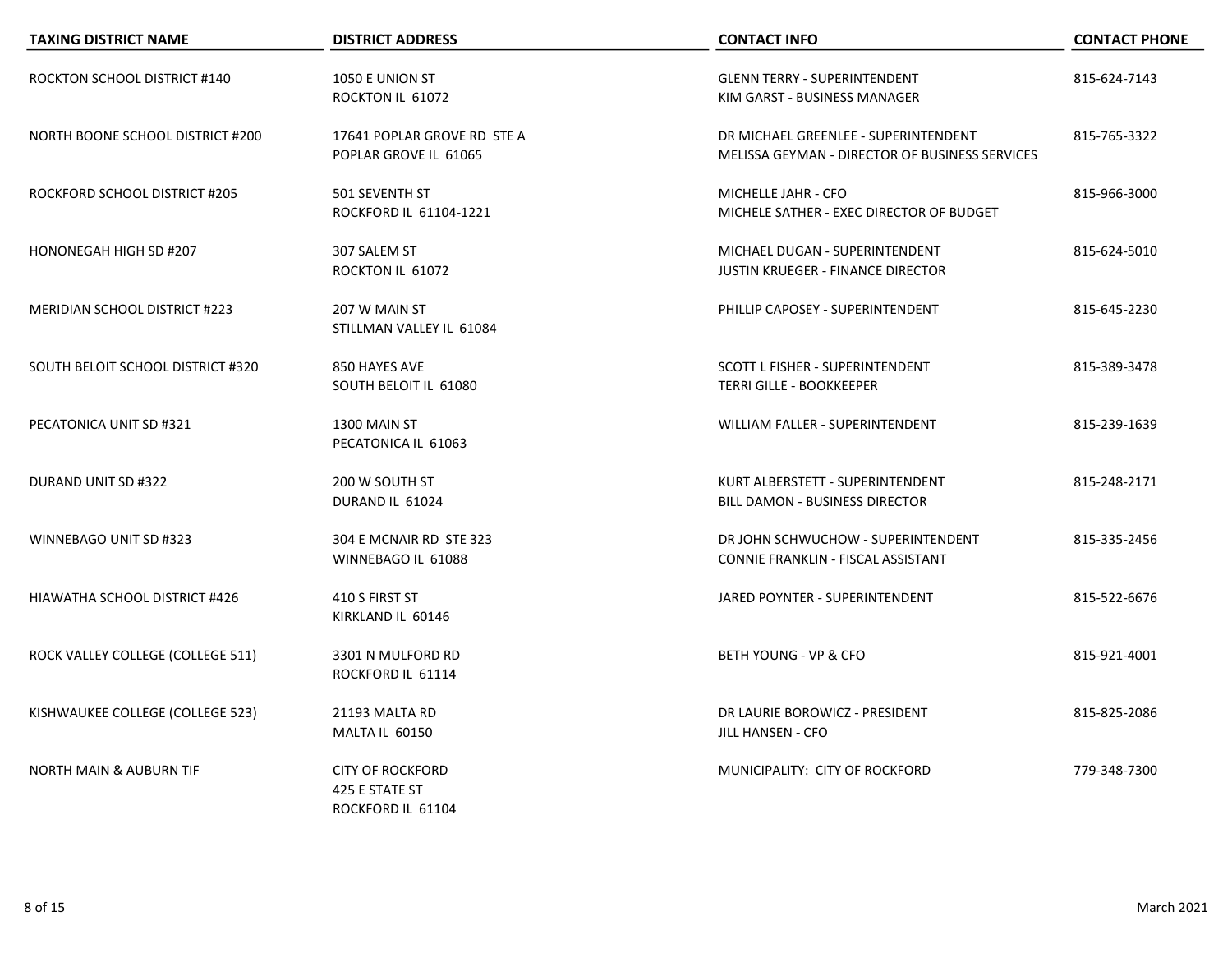| TAXING DISTRICT NAME | DISTRICT ADDRESS | CONTACT INFO | CONTACT PHONE |
|---|---|---|---|
| ROCKTON SCHOOL DISTRICT #140 | 1050 E UNION ST<br>ROCKTON IL 61072 | GLENN TERRY - SUPERINTENDENT<br>KIM GARST - BUSINESS MANAGER | 815-624-7143 |
| NORTH BOONE SCHOOL DISTRICT #200 | 17641 POPLAR GROVE RD STE A<br>POPLAR GROVE IL 61065 | DR MICHAEL GREENLEE - SUPERINTENDENT<br>MELISSA GEYMAN - DIRECTOR OF BUSINESS SERVICES | 815-765-3322 |
| ROCKFORD SCHOOL DISTRICT #205 | 501 SEVENTH ST<br>ROCKFORD IL 61104-1221 | MICHELLE JAHR - CFO<br>MICHELE SATHER - EXEC DIRECTOR OF BUDGET | 815-966-3000 |
| HONONEGAH HIGH SD #207 | 307 SALEM ST<br>ROCKTON IL 61072 | MICHAEL DUGAN - SUPERINTENDENT<br>JUSTIN KRUEGER - FINANCE DIRECTOR | 815-624-5010 |
| MERIDIAN SCHOOL DISTRICT #223 | 207 W MAIN ST<br>STILLMAN VALLEY IL 61084 | PHILLIP CAPOSEY - SUPERINTENDENT | 815-645-2230 |
| SOUTH BELOIT SCHOOL DISTRICT #320 | 850 HAYES AVE<br>SOUTH BELOIT IL 61080 | SCOTT L FISHER - SUPERINTENDENT<br>TERRI GILLE - BOOKKEEPER | 815-389-3478 |
| PECATONICA UNIT SD #321 | 1300 MAIN ST<br>PECATONICA IL 61063 | WILLIAM FALLER - SUPERINTENDENT | 815-239-1639 |
| DURAND UNIT SD #322 | 200 W SOUTH ST<br>DURAND IL 61024 | KURT ALBERSTETT - SUPERINTENDENT<br>BILL DAMON - BUSINESS DIRECTOR | 815-248-2171 |
| WINNEBAGO UNIT SD #323 | 304 E MCNAIR RD STE 323<br>WINNEBAGO IL 61088 | DR JOHN SCHWUCHOW - SUPERINTENDENT<br>CONNIE FRANKLIN - FISCAL ASSISTANT | 815-335-2456 |
| HIAWATHA SCHOOL DISTRICT #426 | 410 S FIRST ST<br>KIRKLAND IL 60146 | JARED POYNTER - SUPERINTENDENT | 815-522-6676 |
| ROCK VALLEY COLLEGE (COLLEGE 511) | 3301 N MULFORD RD<br>ROCKFORD IL 61114 | BETH YOUNG - VP & CFO | 815-921-4001 |
| KISHWAUKEE COLLEGE (COLLEGE 523) | 21193 MALTA RD<br>MALTA IL 60150 | DR LAURIE BOROWICZ - PRESIDENT<br>JILL HANSEN - CFO | 815-825-2086 |
| NORTH MAIN & AUBURN TIF | CITY OF ROCKFORD<br>425 E STATE ST<br>ROCKFORD IL 61104 | MUNICIPALITY: CITY OF ROCKFORD | 779-348-7300 |

March 2021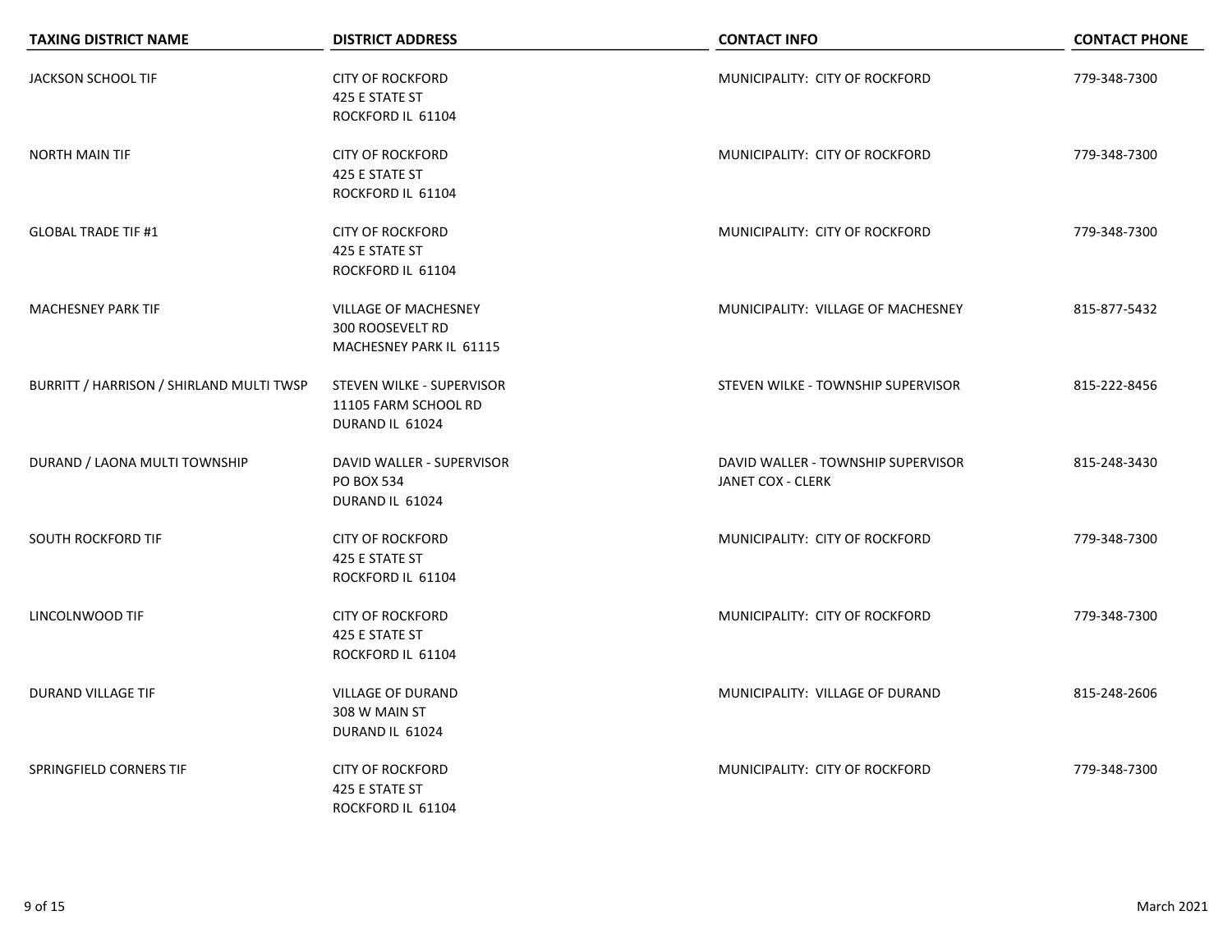| TAXING DISTRICT NAME | DISTRICT ADDRESS | CONTACT INFO | CONTACT PHONE |
|---|---|---|---|
| JACKSON SCHOOL TIF | CITY OF ROCKFORD<br>425 E STATE ST<br>ROCKFORD IL 61104 | MUNICIPALITY: CITY OF ROCKFORD | 779-348-7300 |
| NORTH MAIN TIF | CITY OF ROCKFORD<br>425 E STATE ST<br>ROCKFORD IL 61104 | MUNICIPALITY: CITY OF ROCKFORD | 779-348-7300 |
| GLOBAL TRADE TIF #1 | CITY OF ROCKFORD<br>425 E STATE ST<br>ROCKFORD IL 61104 | MUNICIPALITY: CITY OF ROCKFORD | 779-348-7300 |
| MACHESNEY PARK TIF | VILLAGE OF MACHESNEY<br>300 ROOSEVELT RD<br>MACHESNEY PARK IL 61115 | MUNICIPALITY: VILLAGE OF MACHESNEY | 815-877-5432 |
| BURRITT / HARRISON / SHIRLAND MULTI TWSP | STEVEN WILKE - SUPERVISOR<br>11105 FARM SCHOOL RD<br>DURAND IL 61024 | STEVEN WILKE - TOWNSHIP SUPERVISOR | 815-222-8456 |
| DURAND / LAONA MULTI TOWNSHIP | DAVID WALLER - SUPERVISOR<br>PO BOX 534<br>DURAND IL 61024 | DAVID WALLER - TOWNSHIP SUPERVISOR<br>JANET COX - CLERK | 815-248-3430 |
| SOUTH ROCKFORD TIF | CITY OF ROCKFORD<br>425 E STATE ST<br>ROCKFORD IL 61104 | MUNICIPALITY: CITY OF ROCKFORD | 779-348-7300 |
| LINCOLNWOOD TIF | CITY OF ROCKFORD<br>425 E STATE ST<br>ROCKFORD IL 61104 | MUNICIPALITY: CITY OF ROCKFORD | 779-348-7300 |
| DURAND VILLAGE TIF | VILLAGE OF DURAND<br>308 W MAIN ST<br>DURAND IL 61024 | MUNICIPALITY: VILLAGE OF DURAND | 815-248-2606 |
| SPRINGFIELD CORNERS TIF | CITY OF ROCKFORD<br>425 E STATE ST<br>ROCKFORD IL 61104 | MUNICIPALITY: CITY OF ROCKFORD | 779-348-7300 |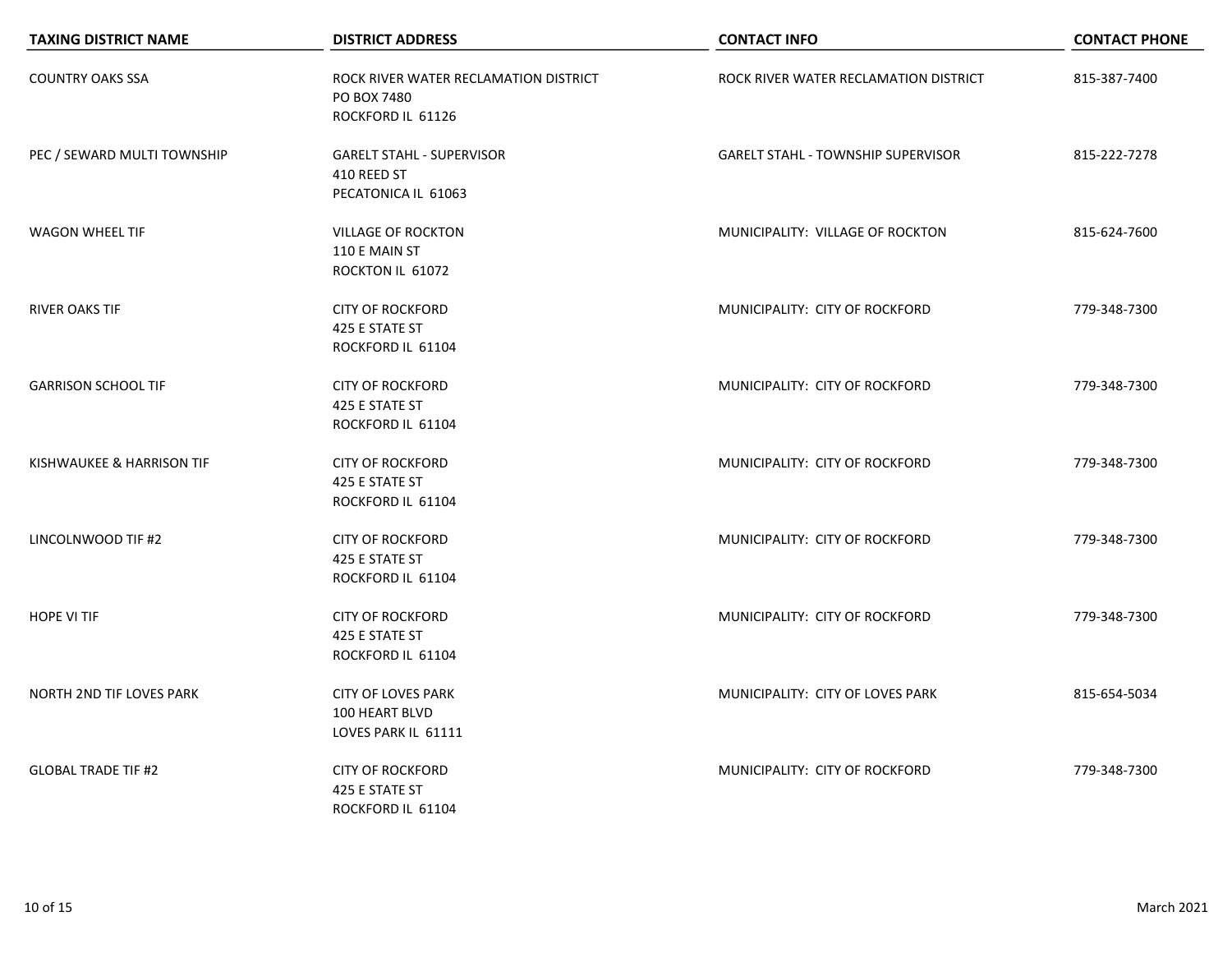| TAXING DISTRICT NAME | DISTRICT ADDRESS | CONTACT INFO | CONTACT PHONE |
|---|---|---|---|
| COUNTRY OAKS SSA | ROCK RIVER WATER RECLAMATION DISTRICT<br>PO BOX 7480<br>ROCKFORD IL 61126 | ROCK RIVER WATER RECLAMATION DISTRICT | 815-387-7400 |
| PEC / SEWARD MULTI TOWNSHIP | GARELT STAHL - SUPERVISOR<br>410 REED ST<br>PECATONICA IL 61063 | GARELT STAHL - TOWNSHIP SUPERVISOR | 815-222-7278 |
| WAGON WHEEL TIF | VILLAGE OF ROCKTON<br>110 E MAIN ST<br>ROCKTON IL 61072 | MUNICIPALITY: VILLAGE OF ROCKTON | 815-624-7600 |
| RIVER OAKS TIF | CITY OF ROCKFORD<br>425 E STATE ST<br>ROCKFORD IL 61104 | MUNICIPALITY: CITY OF ROCKFORD | 779-348-7300 |
| GARRISON SCHOOL TIF | CITY OF ROCKFORD<br>425 E STATE ST<br>ROCKFORD IL 61104 | MUNICIPALITY: CITY OF ROCKFORD | 779-348-7300 |
| KISHWAUKEE & HARRISON TIF | CITY OF ROCKFORD<br>425 E STATE ST<br>ROCKFORD IL 61104 | MUNICIPALITY: CITY OF ROCKFORD | 779-348-7300 |
| LINCOLNWOOD TIF #2 | CITY OF ROCKFORD<br>425 E STATE ST<br>ROCKFORD IL 61104 | MUNICIPALITY: CITY OF ROCKFORD | 779-348-7300 |
| HOPE VI TIF | CITY OF ROCKFORD<br>425 E STATE ST<br>ROCKFORD IL 61104 | MUNICIPALITY: CITY OF ROCKFORD | 779-348-7300 |
| NORTH 2ND TIF LOVES PARK | CITY OF LOVES PARK<br>100 HEART BLVD<br>LOVES PARK IL 61111 | MUNICIPALITY: CITY OF LOVES PARK | 815-654-5034 |
| GLOBAL TRADE TIF #2 | CITY OF ROCKFORD<br>425 E STATE ST<br>ROCKFORD IL 61104 | MUNICIPALITY: CITY OF ROCKFORD | 779-348-7300 |

March 2021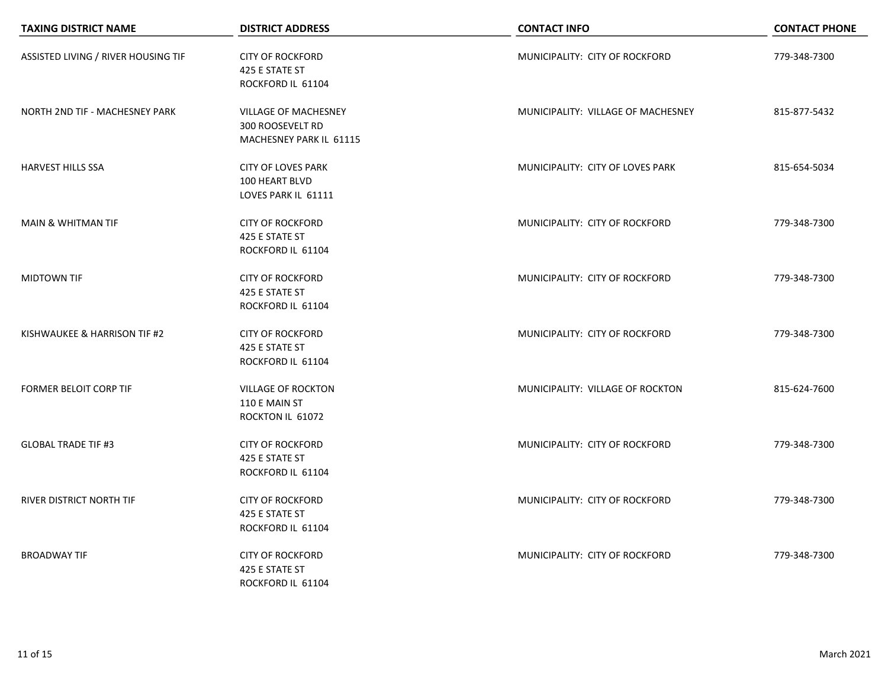| TAXING DISTRICT NAME | DISTRICT ADDRESS | CONTACT INFO | CONTACT PHONE |
|---|---|---|---|
| ASSISTED LIVING / RIVER HOUSING TIF | CITY OF ROCKFORD<br>425 E STATE ST<br>ROCKFORD IL 61104 | MUNICIPALITY: CITY OF ROCKFORD | 779-348-7300 |
| NORTH 2ND TIF - MACHESNEY PARK | VILLAGE OF MACHESNEY<br>300 ROOSEVELT RD<br>MACHESNEY PARK IL 61115 | MUNICIPALITY: VILLAGE OF MACHESNEY | 815-877-5432 |
| HARVEST HILLS SSA | CITY OF LOVES PARK<br>100 HEART BLVD<br>LOVES PARK IL 61111 | MUNICIPALITY: CITY OF LOVES PARK | 815-654-5034 |
| MAIN & WHITMAN TIF | CITY OF ROCKFORD<br>425 E STATE ST<br>ROCKFORD IL 61104 | MUNICIPALITY: CITY OF ROCKFORD | 779-348-7300 |
| MIDTOWN TIF | CITY OF ROCKFORD<br>425 E STATE ST<br>ROCKFORD IL 61104 | MUNICIPALITY: CITY OF ROCKFORD | 779-348-7300 |
| KISHWAUKEE & HARRISON TIF #2 | CITY OF ROCKFORD<br>425 E STATE ST<br>ROCKFORD IL 61104 | MUNICIPALITY: CITY OF ROCKFORD | 779-348-7300 |
| FORMER BELOIT CORP TIF | VILLAGE OF ROCKTON<br>110 E MAIN ST<br>ROCKTON IL 61072 | MUNICIPALITY: VILLAGE OF ROCKTON | 815-624-7600 |
| GLOBAL TRADE TIF #3 | CITY OF ROCKFORD<br>425 E STATE ST<br>ROCKFORD IL 61104 | MUNICIPALITY: CITY OF ROCKFORD | 779-348-7300 |
| RIVER DISTRICT NORTH TIF | CITY OF ROCKFORD<br>425 E STATE ST<br>ROCKFORD IL 61104 | MUNICIPALITY: CITY OF ROCKFORD | 779-348-7300 |
| BROADWAY TIF | CITY OF ROCKFORD<br>425 E STATE ST<br>ROCKFORD IL 61104 | MUNICIPALITY: CITY OF ROCKFORD | 779-348-7300 |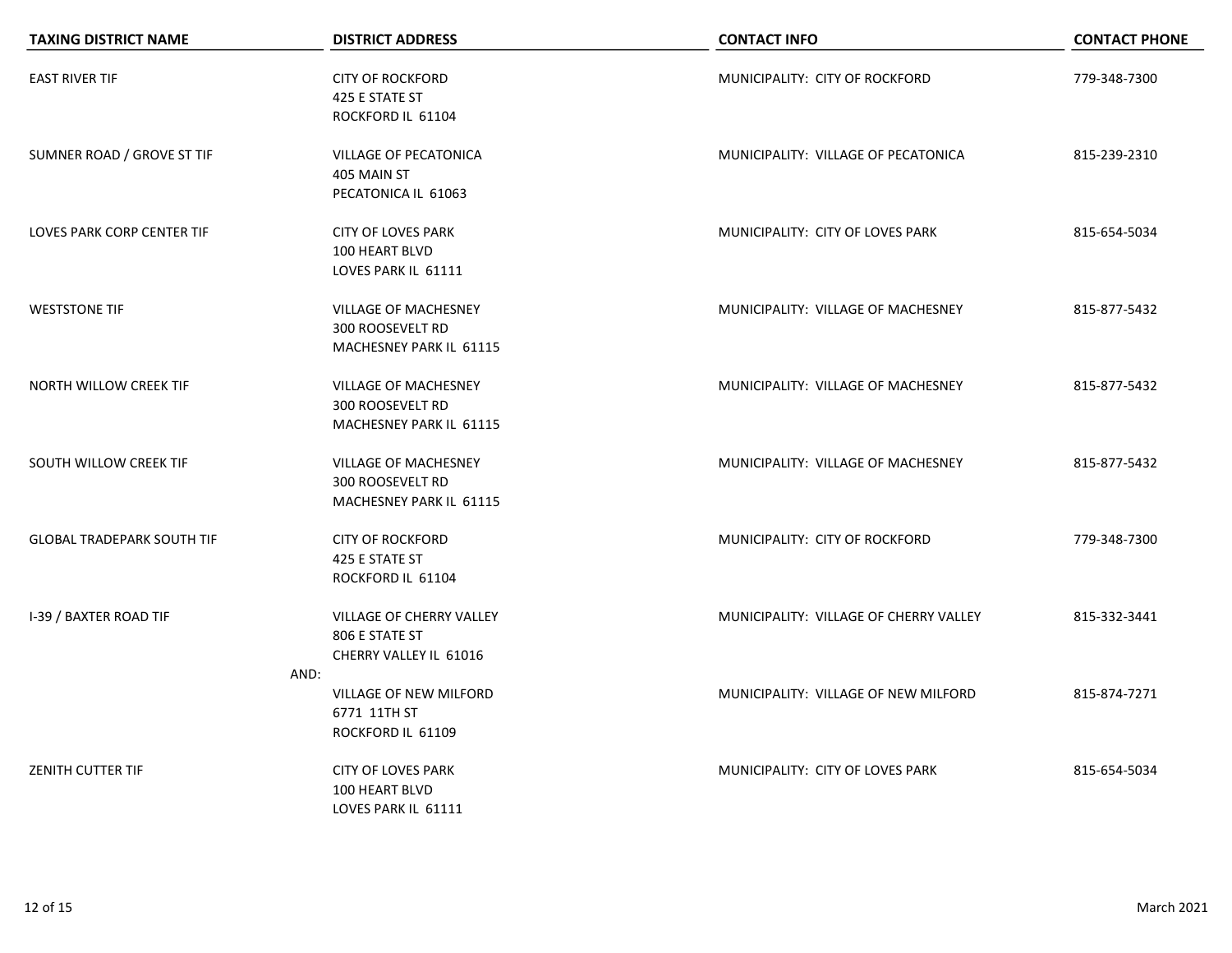| TAXING DISTRICT NAME | DISTRICT ADDRESS | CONTACT INFO | CONTACT PHONE |
| --- | --- | --- | --- |
| EAST RIVER TIF | CITY OF ROCKFORD<br>425 E STATE ST<br>ROCKFORD IL 61104 | MUNICIPALITY: CITY OF ROCKFORD | 779-348-7300 |
| SUMNER ROAD / GROVE ST TIF | VILLAGE OF PECATONICA<br>405 MAIN ST<br>PECATONICA IL 61063 | MUNICIPALITY: VILLAGE OF PECATONICA | 815-239-2310 |
| LOVES PARK CORP CENTER TIF | CITY OF LOVES PARK<br>100 HEART BLVD<br>LOVES PARK IL 61111 | MUNICIPALITY: CITY OF LOVES PARK | 815-654-5034 |
| WESTSTONE TIF | VILLAGE OF MACHESNEY<br>300 ROOSEVELT RD<br>MACHESNEY PARK IL 61115 | MUNICIPALITY: VILLAGE OF MACHESNEY | 815-877-5432 |
| NORTH WILLOW CREEK TIF | VILLAGE OF MACHESNEY<br>300 ROOSEVELT RD<br>MACHESNEY PARK IL 61115 | MUNICIPALITY: VILLAGE OF MACHESNEY | 815-877-5432 |
| SOUTH WILLOW CREEK TIF | VILLAGE OF MACHESNEY<br>300 ROOSEVELT RD<br>MACHESNEY PARK IL 61115 | MUNICIPALITY: VILLAGE OF MACHESNEY | 815-877-5432 |
| GLOBAL TRADEPARK SOUTH TIF | CITY OF ROCKFORD<br>425 E STATE ST<br>ROCKFORD IL 61104 | MUNICIPALITY: CITY OF ROCKFORD | 779-348-7300 |
| I-39 / BAXTER ROAD TIF | VILLAGE OF CHERRY VALLEY<br>806 E STATE ST<br>CHERRY VALLEY IL 61016 | MUNICIPALITY: VILLAGE OF CHERRY VALLEY | 815-332-3441 |
| | AND:<br>VILLAGE OF NEW MILFORD<br>6771 11TH ST<br>ROCKFORD IL 61109 | MUNICIPALITY: VILLAGE OF NEW MILFORD | 815-874-7271 |
| ZENITH CUTTER TIF | CITY OF LOVES PARK<br>100 HEART BLVD<br>LOVES PARK IL 61111 | MUNICIPALITY: CITY OF LOVES PARK | 815-654-5034 |

March 2021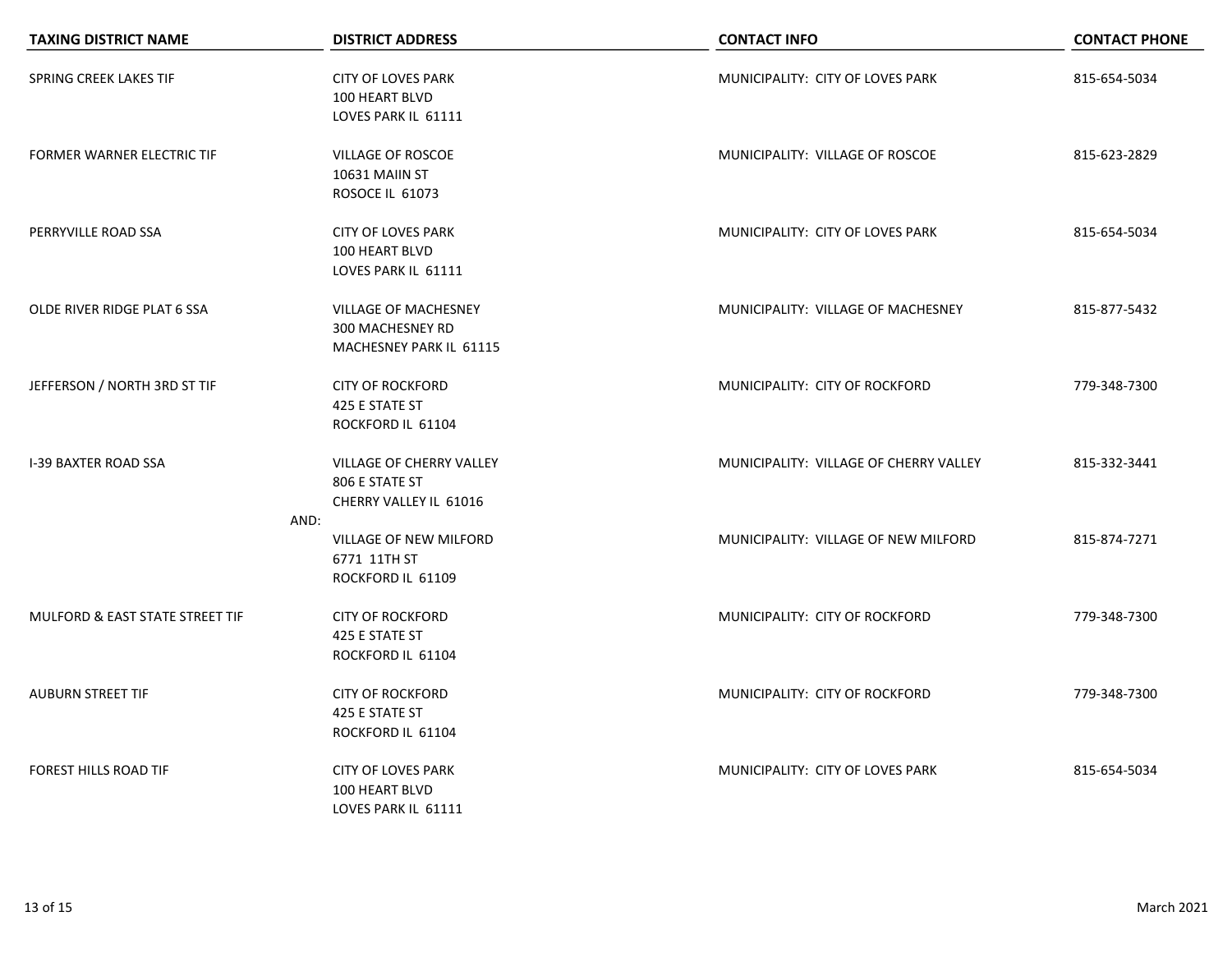| TAXING DISTRICT NAME | DISTRICT ADDRESS | CONTACT INFO | CONTACT PHONE |
|---|---|---|---|
| SPRING CREEK LAKES TIF | CITY OF LOVES PARK<br>100 HEART BLVD<br>LOVES PARK IL 61111 | MUNICIPALITY: CITY OF LOVES PARK | 815-654-5034 |
| FORMER WARNER ELECTRIC TIF | VILLAGE OF ROSCOE<br>10631 MAIIN ST<br>ROSOCE IL 61073 | MUNICIPALITY: VILLAGE OF ROSCOE | 815-623-2829 |
| PERRYVILLE ROAD SSA | CITY OF LOVES PARK<br>100 HEART BLVD<br>LOVES PARK IL 61111 | MUNICIPALITY: CITY OF LOVES PARK | 815-654-5034 |
| OLDE RIVER RIDGE PLAT 6 SSA | VILLAGE OF MACHESNEY<br>300 MACHESNEY RD<br>MACHESNEY PARK IL 61115 | MUNICIPALITY: VILLAGE OF MACHESNEY | 815-877-5432 |
| JEFFERSON / NORTH 3RD ST TIF | CITY OF ROCKFORD<br>425 E STATE ST<br>ROCKFORD IL 61104 | MUNICIPALITY: CITY OF ROCKFORD | 779-348-7300 |
| I-39 BAXTER ROAD SSA | VILLAGE OF CHERRY VALLEY<br>806 E STATE ST<br>CHERRY VALLEY IL 61016 | MUNICIPALITY: VILLAGE OF CHERRY VALLEY | 815-332-3441 |
| AND: | VILLAGE OF NEW MILFORD<br>6771 11TH ST<br>ROCKFORD IL 61109 | MUNICIPALITY: VILLAGE OF NEW MILFORD | 815-874-7271 |
| MULFORD & EAST STATE STREET TIF | CITY OF ROCKFORD<br>425 E STATE ST<br>ROCKFORD IL 61104 | MUNICIPALITY: CITY OF ROCKFORD | 779-348-7300 |
| AUBURN STREET TIF | CITY OF ROCKFORD<br>425 E STATE ST<br>ROCKFORD IL 61104 | MUNICIPALITY: CITY OF ROCKFORD | 779-348-7300 |
| FOREST HILLS ROAD TIF | CITY OF LOVES PARK<br>100 HEART BLVD<br>LOVES PARK IL 61111 | MUNICIPALITY: CITY OF LOVES PARK | 815-654-5034 |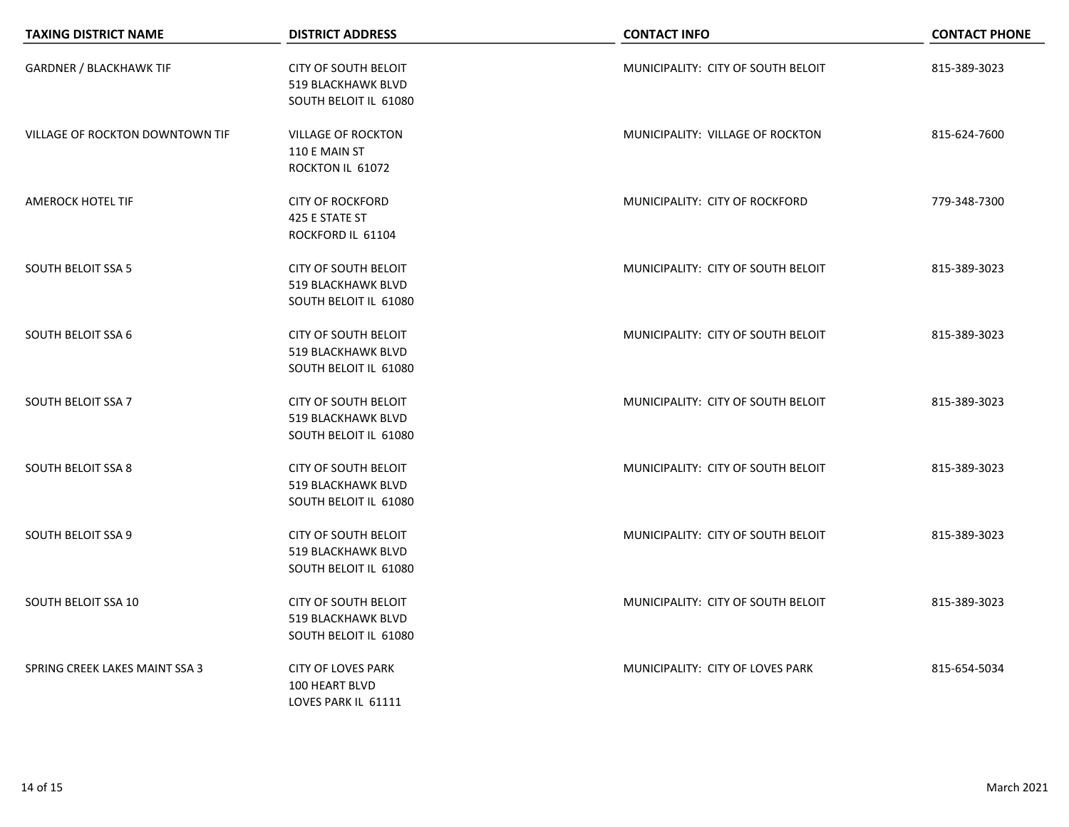| TAXING DISTRICT NAME | DISTRICT ADDRESS | CONTACT INFO | CONTACT PHONE |
| --- | --- | --- | --- |
| GARDNER / BLACKHAWK TIF | CITY OF SOUTH BELOIT<br>519 BLACKHAWK BLVD<br>SOUTH BELOIT IL 61080 | MUNICIPALITY: CITY OF SOUTH BELOIT | 815-389-3023 |
| VILLAGE OF ROCKTON DOWNTOWN TIF | VILLAGE OF ROCKTON<br>110 E MAIN ST<br>ROCKTON IL 61072 | MUNICIPALITY: VILLAGE OF ROCKTON | 815-624-7600 |
| AMEROCK HOTEL TIF | CITY OF ROCKFORD<br>425 E STATE ST<br>ROCKFORD IL 61104 | MUNICIPALITY: CITY OF ROCKFORD | 779-348-7300 |
| SOUTH BELOIT SSA 5 | CITY OF SOUTH BELOIT<br>519 BLACKHAWK BLVD<br>SOUTH BELOIT IL 61080 | MUNICIPALITY: CITY OF SOUTH BELOIT | 815-389-3023 |
| SOUTH BELOIT SSA 6 | CITY OF SOUTH BELOIT<br>519 BLACKHAWK BLVD<br>SOUTH BELOIT IL 61080 | MUNICIPALITY: CITY OF SOUTH BELOIT | 815-389-3023 |
| SOUTH BELOIT SSA 7 | CITY OF SOUTH BELOIT<br>519 BLACKHAWK BLVD<br>SOUTH BELOIT IL 61080 | MUNICIPALITY: CITY OF SOUTH BELOIT | 815-389-3023 |
| SOUTH BELOIT SSA 8 | CITY OF SOUTH BELOIT<br>519 BLACKHAWK BLVD<br>SOUTH BELOIT IL 61080 | MUNICIPALITY: CITY OF SOUTH BELOIT | 815-389-3023 |
| SOUTH BELOIT SSA 9 | CITY OF SOUTH BELOIT<br>519 BLACKHAWK BLVD<br>SOUTH BELOIT IL 61080 | MUNICIPALITY: CITY OF SOUTH BELOIT | 815-389-3023 |
| SOUTH BELOIT SSA 10 | CITY OF SOUTH BELOIT<br>519 BLACKHAWK BLVD<br>SOUTH BELOIT IL 61080 | MUNICIPALITY: CITY OF SOUTH BELOIT | 815-389-3023 |
| SPRING CREEK LAKES MAINT SSA 3 | CITY OF LOVES PARK<br>100 HEART BLVD<br>LOVES PARK IL 61111 | MUNICIPALITY: CITY OF LOVES PARK | 815-654-5034 |

March 2021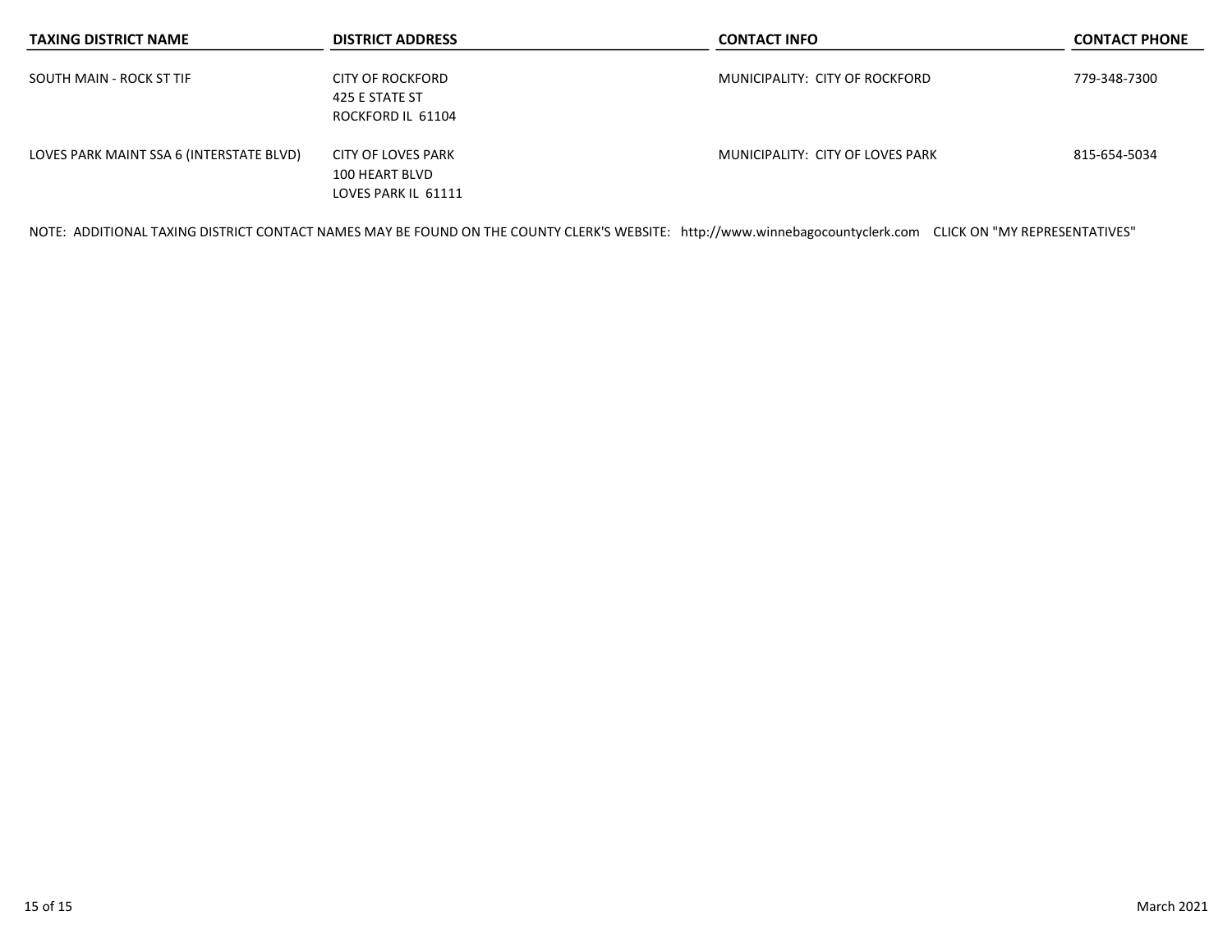| TAXING DISTRICT NAME | DISTRICT ADDRESS | CONTACT INFO | CONTACT PHONE |
|---|---|---|---|
| SOUTH MAIN - ROCK ST TIF | CITY OF ROCKFORD<br>425 E STATE ST<br>ROCKFORD IL 61104 | MUNICIPALITY: CITY OF ROCKFORD | 779-348-7300 |
| LOVES PARK MAINT SSA 6 (INTERSTATE BLVD) | CITY OF LOVES PARK<br>100 HEART BLVD<br>LOVES PARK IL 61111 | MUNICIPALITY: CITY OF LOVES PARK | 815-654-5034 |

NOTE: ADDITIONAL TAXING DISTRICT CONTACT NAMES MAY BE FOUND ON THE COUNTY CLERK'S WEBSITE: http://www.winnebagocountyclerk.com CLICK ON "MY REPRESENTATIVES"

March 2021